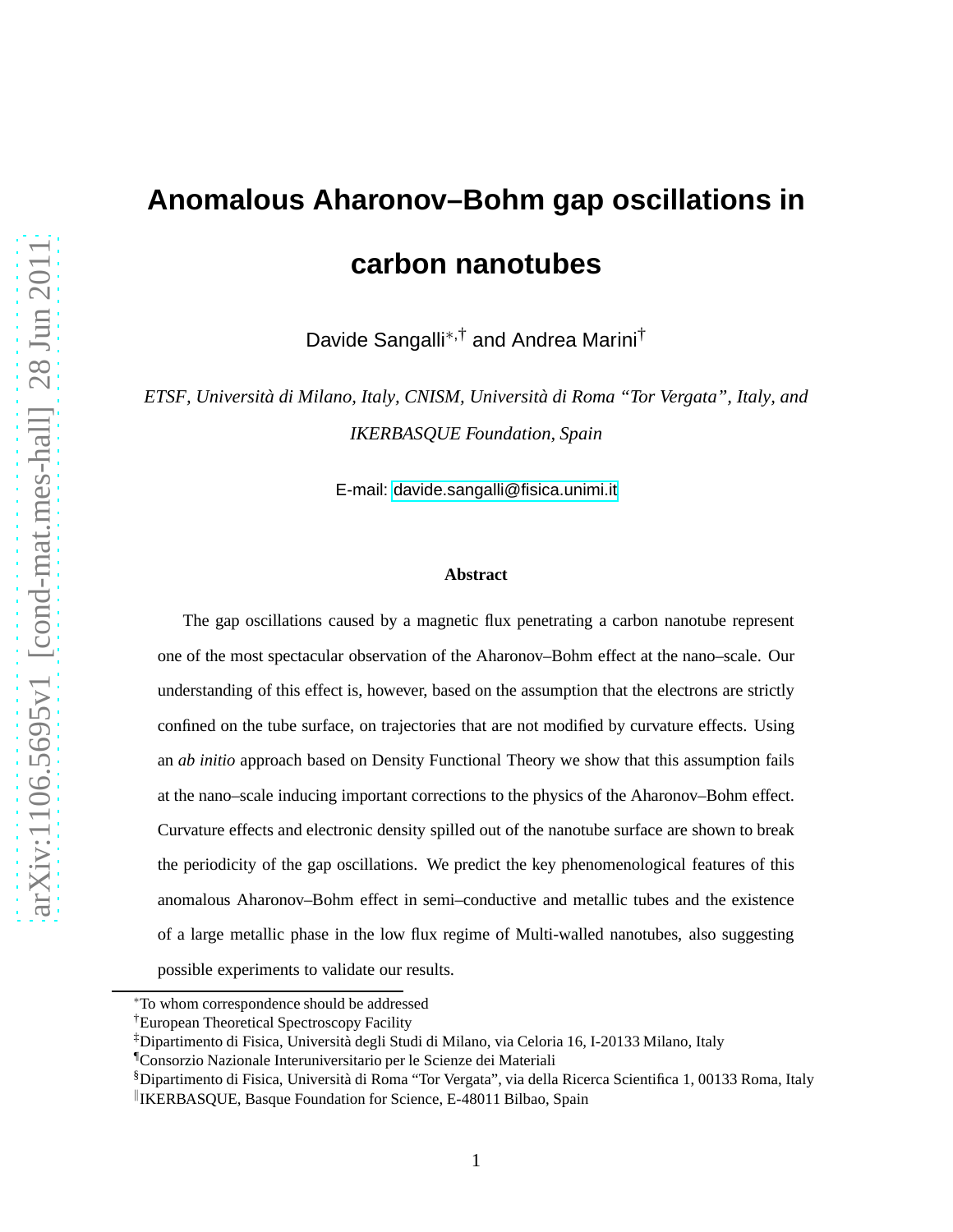# Anomalous Aharonov–Bohm gap oscillations in carbon nanotubes

Davide Sangalli[*,†] and Andrea Marini[†]

*ETSF, Università di Milano, Italy, CNISM, Università di Roma "Tor Vergata", Italy, and IKERBASQUE Foundation, Spain*

E-mail: davide.sangalli@fisica.unimi.it

### Abstract

The gap oscillations caused by a magnetic flux penetrating a carbon nanotube represent one of the most spectacular observation of the Aharonov–Bohm effect at the nano–scale. Our understanding of this effect is, however, based on the assumption that the electrons are strictly confined on the tube surface, on trajectories that are not modified by curvature effects. Using an *ab initio* approach based on Density Functional Theory we show that this assumption fails at the nano–scale inducing important corrections to the physics of the Aharonov–Bohm effect. Curvature effects and electronic density spilled out of the nanotube surface are shown to break the periodicity of the gap oscillations. We predict the key phenomenological features of this anomalous Aharonov–Bohm effect in semi–conductive and metallic tubes and the existence of a large metallic phase in the low flux regime of Multi-walled nanotubes, also suggesting possible experiments to validate our results.

---

[*] To whom correspondence should be addressed

[†] European Theoretical Spectroscopy Facility

[‡] Dipartimento di Fisica, Università degli Studi di Milano, via Celoria 16, I-20133 Milano, Italy

[¶] Consorzio Nazionale Interuniversitario per le Scienze dei Materiali

[§] Dipartimento di Fisica, Università di Roma "Tor Vergata", via della Ricerca Scientifica 1, 00133 Roma, Italy

[‖] IKERBASQUE, Basque Foundation for Science, E-48011 Bilbao, Spain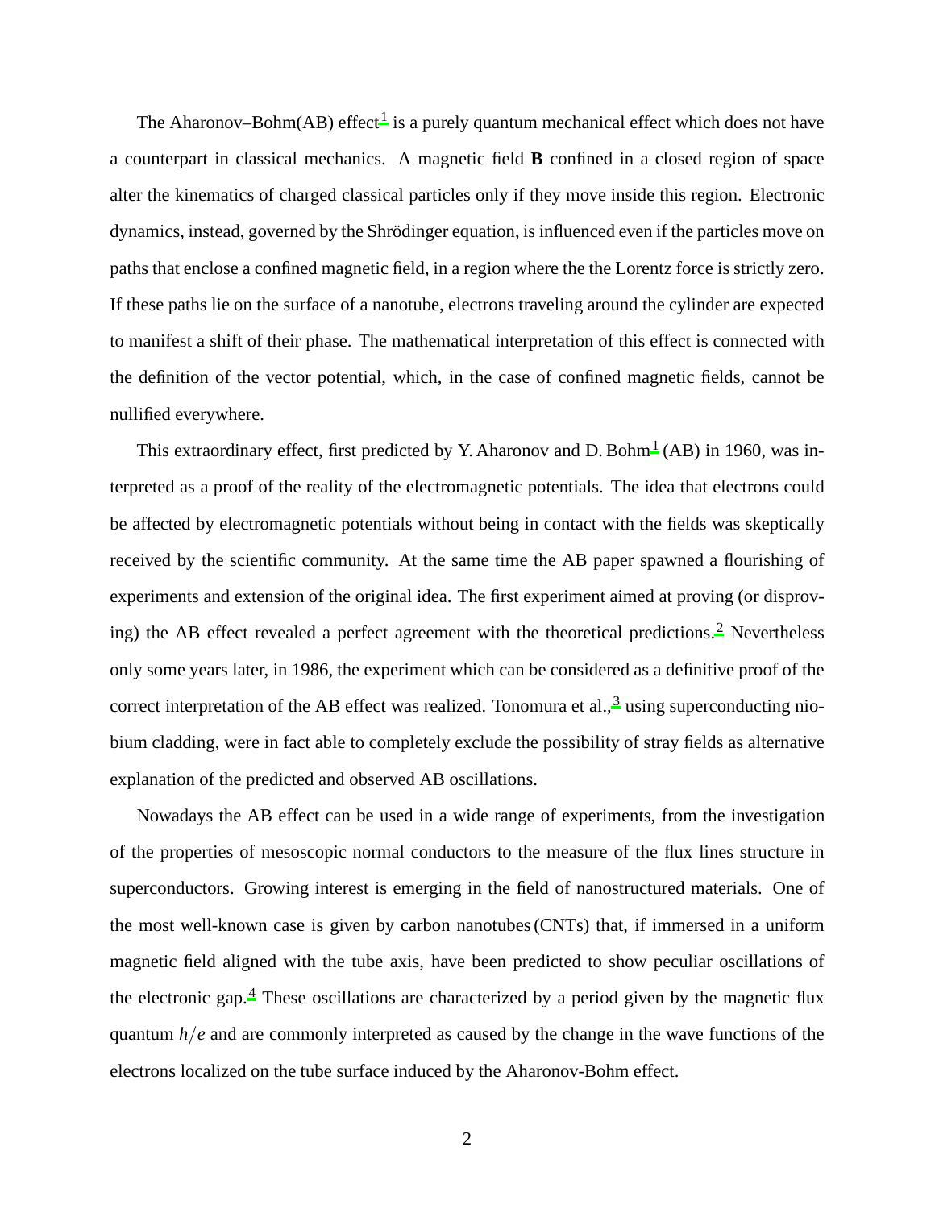The Aharonov–Bohm(AB) effect[1] is a purely quantum mechanical effect which does not have a counterpart in classical mechanics. A magnetic field **B** confined in a closed region of space alter the kinematics of charged classical particles only if they move inside this region. Electronic dynamics, instead, governed by the Shrödinger equation, is influenced even if the particles move on paths that enclose a confined magnetic field, in a region where the the Lorentz force is strictly zero. If these paths lie on the surface of a nanotube, electrons traveling around the cylinder are expected to manifest a shift of their phase. The mathematical interpretation of this effect is connected with the definition of the vector potential, which, in the case of confined magnetic fields, cannot be nullified everywhere.

This extraordinary effect, first predicted by Y. Aharonov and D. Bohm[1] (AB) in 1960, was interpreted as a proof of the reality of the electromagnetic potentials. The idea that electrons could be affected by electromagnetic potentials without being in contact with the fields was skeptically received by the scientific community. At the same time the AB paper spawned a flourishing of experiments and extension of the original idea. The first experiment aimed at proving (or disproving) the AB effect revealed a perfect agreement with the theoretical predictions.[2] Nevertheless only some years later, in 1986, the experiment which can be considered as a definitive proof of the correct interpretation of the AB effect was realized. Tonomura et al.,[3] using superconducting niobium cladding, were in fact able to completely exclude the possibility of stray fields as alternative explanation of the predicted and observed AB oscillations.

Nowadays the AB effect can be used in a wide range of experiments, from the investigation of the properties of mesoscopic normal conductors to the measure of the flux lines structure in superconductors. Growing interest is emerging in the field of nanostructured materials. One of the most well-known case is given by carbon nanotubes (CNTs) that, if immersed in a uniform magnetic field aligned with the tube axis, have been predicted to show peculiar oscillations of the electronic gap.[4] These oscillations are characterized by a period given by the magnetic flux quantum $h/e$ and are commonly interpreted as caused by the change in the wave functions of the electrons localized on the tube surface induced by the Aharonov-Bohm effect.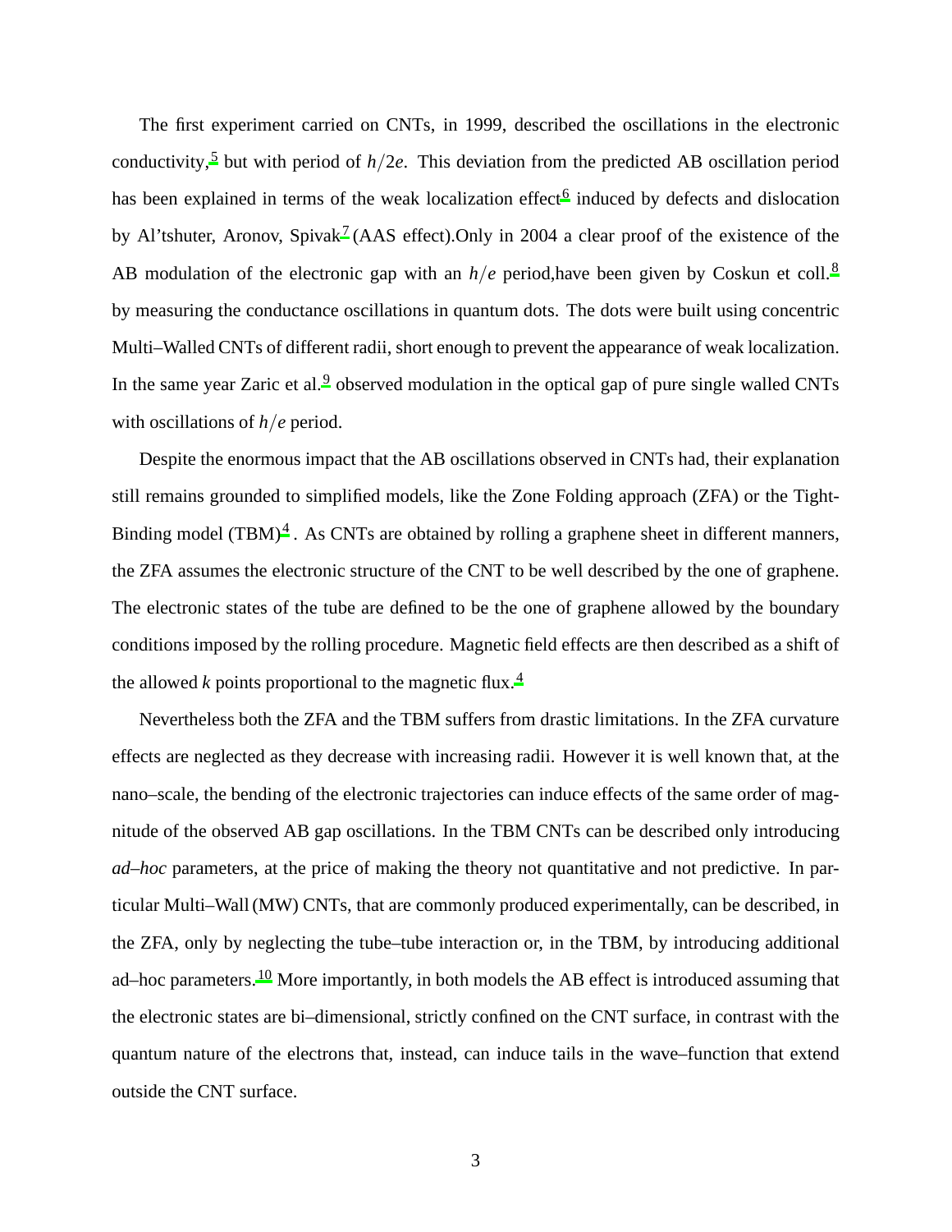The first experiment carried on CNTs, in 1999, described the oscillations in the electronic conductivity,[5] but with period of $h/2e$. This deviation from the predicted AB oscillation period has been explained in terms of the weak localization effect[6] induced by defects and dislocation by Al'tshuter, Aronov, Spivak[7] (AAS effect).Only in 2004 a clear proof of the existence of the AB modulation of the electronic gap with an $h/e$ period,have been given by Coskun et coll.[8] by measuring the conductance oscillations in quantum dots. The dots were built using concentric Multi–Walled CNTs of different radii, short enough to prevent the appearance of weak localization. In the same year Zaric et al.[9] observed modulation in the optical gap of pure single walled CNTs with oscillations of $h/e$ period.

Despite the enormous impact that the AB oscillations observed in CNTs had, their explanation still remains grounded to simplified models, like the Zone Folding approach (ZFA) or the Tight-Binding model (TBM)[4] . As CNTs are obtained by rolling a graphene sheet in different manners, the ZFA assumes the electronic structure of the CNT to be well described by the one of graphene. The electronic states of the tube are defined to be the one of graphene allowed by the boundary conditions imposed by the rolling procedure. Magnetic field effects are then described as a shift of the allowed $k$ points proportional to the magnetic flux.[4]

Nevertheless both the ZFA and the TBM suffers from drastic limitations. In the ZFA curvature effects are neglected as they decrease with increasing radii. However it is well known that, at the nano–scale, the bending of the electronic trajectories can induce effects of the same order of magnitude of the observed AB gap oscillations. In the TBM CNTs can be described only introducing *ad–hoc* parameters, at the price of making the theory not quantitative and not predictive. In particular Multi–Wall (MW) CNTs, that are commonly produced experimentally, can be described, in the ZFA, only by neglecting the tube–tube interaction or, in the TBM, by introducing additional ad–hoc parameters.[10] More importantly, in both models the AB effect is introduced assuming that the electronic states are bi–dimensional, strictly confined on the CNT surface, in contrast with the quantum nature of the electrons that, instead, can induce tails in the wave–function that extend outside the CNT surface.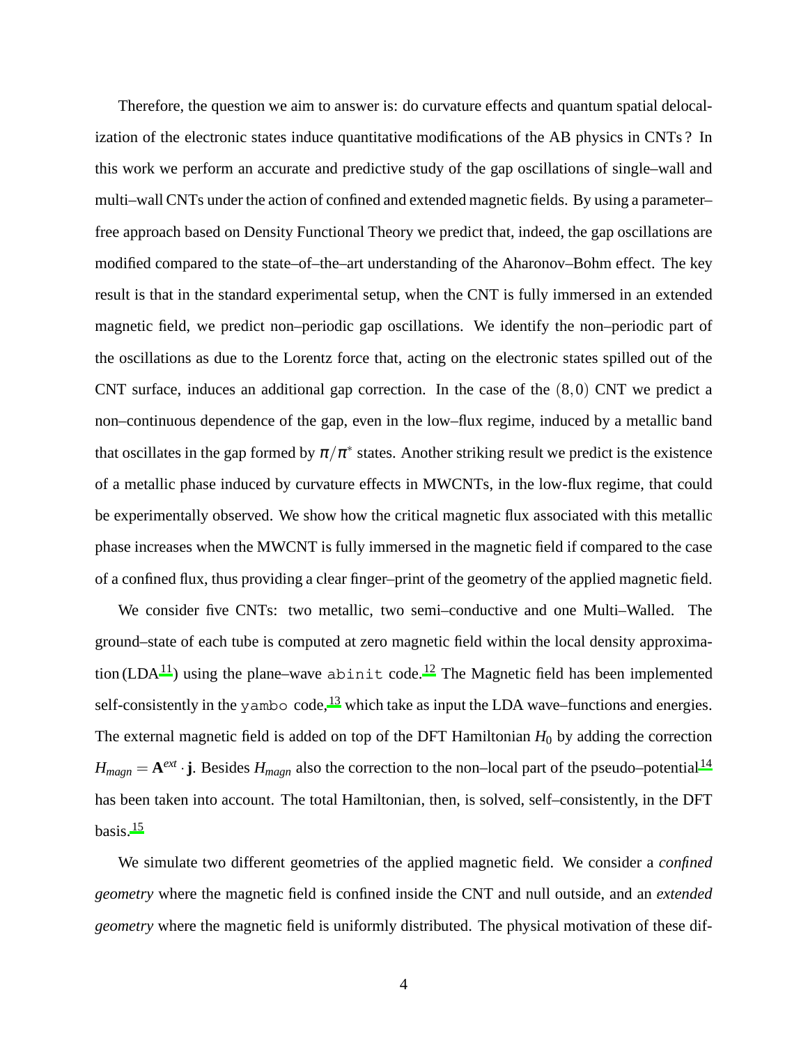Therefore, the question we aim to answer is: do curvature effects and quantum spatial delocalization of the electronic states induce quantitative modifications of the AB physics in CNTs ? In this work we perform an accurate and predictive study of the gap oscillations of single–wall and multi–wall CNTs under the action of confined and extended magnetic fields. By using a parameter–free approach based on Density Functional Theory we predict that, indeed, the gap oscillations are modified compared to the state–of–the–art understanding of the Aharonov–Bohm effect. The key result is that in the standard experimental setup, when the CNT is fully immersed in an extended magnetic field, we predict non–periodic gap oscillations. We identify the non–periodic part of the oscillations as due to the Lorentz force that, acting on the electronic states spilled out of the CNT surface, induces an additional gap correction. In the case of the $(8,0)$ CNT we predict a non–continuous dependence of the gap, even in the low–flux regime, induced by a metallic band that oscillates in the gap formed by $\pi/\pi^*$ states. Another striking result we predict is the existence of a metallic phase induced by curvature effects in MWCNTs, in the low-flux regime, that could be experimentally observed. We show how the critical magnetic flux associated with this metallic phase increases when the MWCNT is fully immersed in the magnetic field if compared to the case of a confined flux, thus providing a clear finger–print of the geometry of the applied magnetic field.

We consider five CNTs: two metallic, two semi–conductive and one Multi–Walled. The ground–state of each tube is computed at zero magnetic field within the local density approximation (LDA[11]) using the plane–wave `abinit` code.[12] The Magnetic field has been implemented self-consistently in the `yambo` code,[13] which take as input the LDA wave–functions and energies. The external magnetic field is added on top of the DFT Hamiltonian $H_0$ by adding the correction $H_{magn} = \mathbf{A}^{ext} \cdot \mathbf{j}$. Besides $H_{magn}$ also the correction to the non–local part of the pseudo–potential[14] has been taken into account. The total Hamiltonian, then, is solved, self–consistently, in the DFT basis.[15]

We simulate two different geometries of the applied magnetic field. We consider a *confined geometry* where the magnetic field is confined inside the CNT and null outside, and an *extended geometry* where the magnetic field is uniformly distributed. The physical motivation of these dif-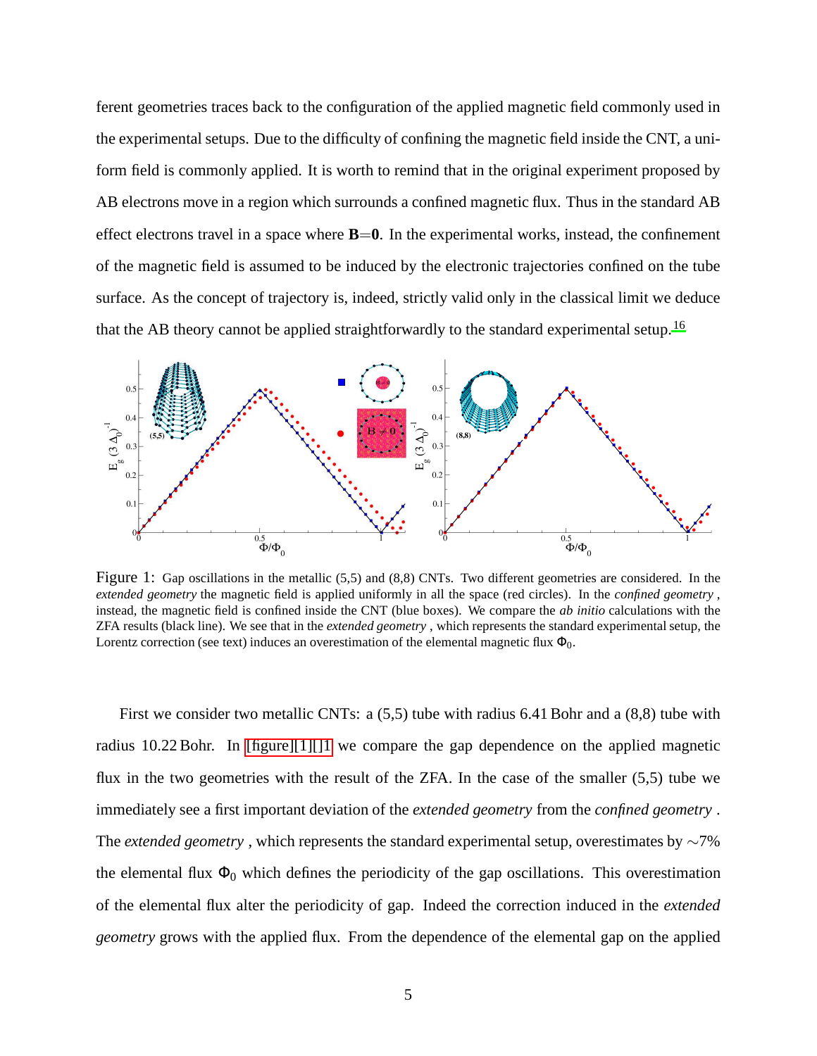ferent geometries traces back to the configuration of the applied magnetic field commonly used in the experimental setups. Due to the difficulty of confining the magnetic field inside the CNT, a uniform field is commonly applied. It is worth to remind that in the original experiment proposed by AB electrons move in a region which surrounds a confined magnetic flux. Thus in the standard AB effect electrons travel in a space where $\mathbf{B}=\mathbf{0}$. In the experimental works, instead, the confinement of the magnetic field is assumed to be induced by the electronic trajectories confined on the tube surface. As the concept of trajectory is, indeed, strictly valid only in the classical limit we deduce that the AB theory cannot be applied straightforwardly to the standard experimental setup.[16]

Figure 1: Gap oscillations in the metallic (5,5) and (8,8) CNTs. Two different geometries are considered. In the *extended geometry* the magnetic field is applied uniformly in all the space (red circles). In the *confined geometry* , instead, the magnetic field is confined inside the CNT (blue boxes). We compare the *ab initio* calculations with the ZFA results (black line). We see that in the *extended geometry* , which represents the standard experimental setup, the Lorentz correction (see text) induces an overestimation of the elemental magnetic flux $\Phi_0$.

First we consider two metallic CNTs: a (5,5) tube with radius 6.41 Bohr and a (8,8) tube with radius 10.22 Bohr. In [figure][1][]1 we compare the gap dependence on the applied magnetic flux in the two geometries with the result of the ZFA. In the case of the smaller (5,5) tube we immediately see a first important deviation of the *extended geometry* from the *confined geometry* . The *extended geometry* , which represents the standard experimental setup, overestimates by $\sim$7% the elemental flux $\Phi_0$ which defines the periodicity of the gap oscillations. This overestimation of the elemental flux alter the periodicity of gap. Indeed the correction induced in the *extended geometry* grows with the applied flux. From the dependence of the elemental gap on the applied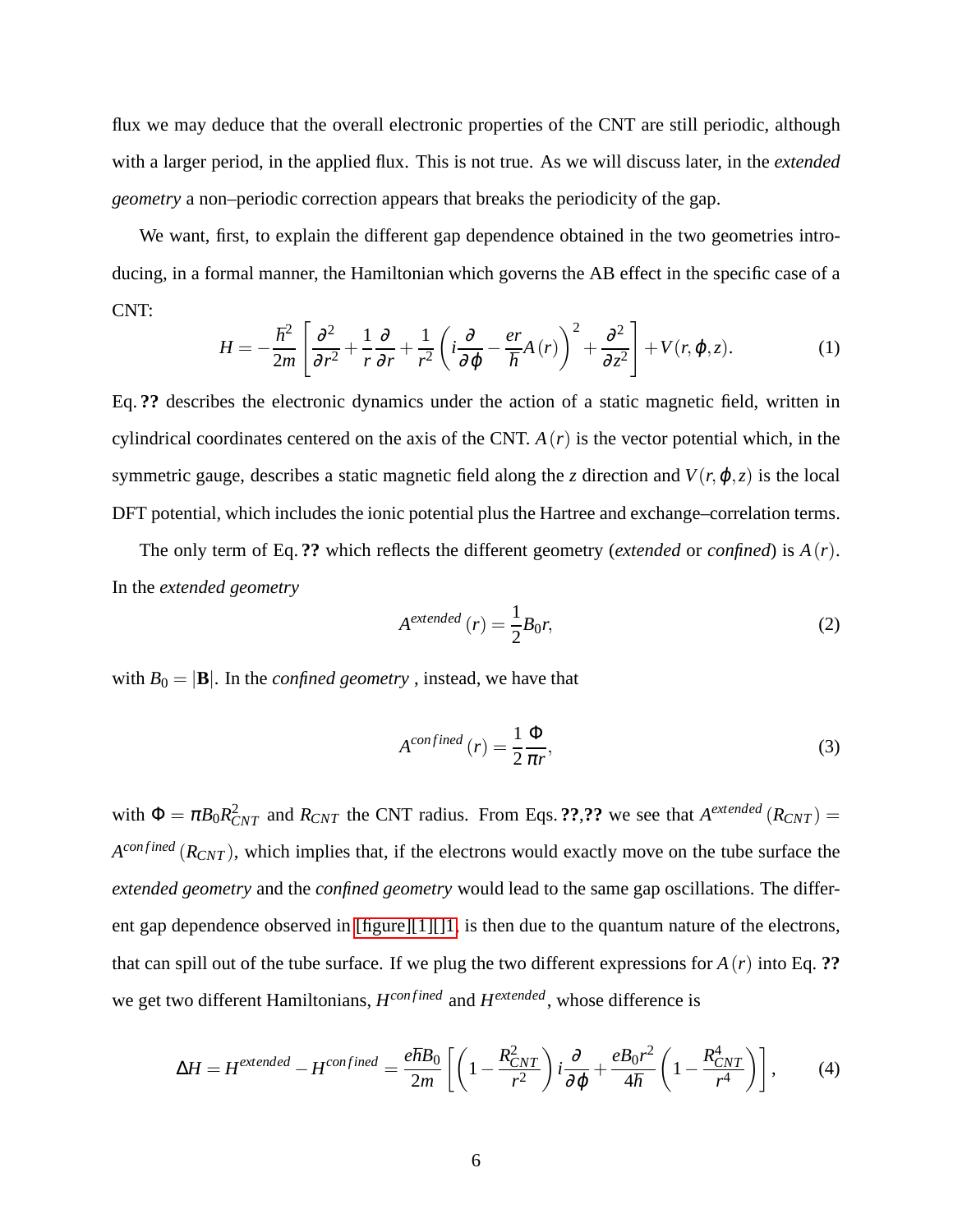flux we may deduce that the overall electronic properties of the CNT are still periodic, although with a larger period, in the applied flux. This is not true. As we will discuss later, in the *extended geometry* a non–periodic correction appears that breaks the periodicity of the gap.

We want, first, to explain the different gap dependence obtained in the two geometries introducing, in a formal manner, the Hamiltonian which governs the AB effect in the specific case of a CNT:

$$H = -\frac{\hbar^2}{2m}\left[\frac{\partial^2}{\partial r^2} + \frac{1}{r}\frac{\partial}{\partial r} + \frac{1}{r^2}\left(i\frac{\partial}{\partial \varphi} - \frac{er}{\hbar}A(r)\right)^2 + \frac{\partial^2}{\partial z^2}\right] + V(r,\varphi,z). \tag{1}$$

Eq. **??** describes the electronic dynamics under the action of a static magnetic field, written in cylindrical coordinates centered on the axis of the CNT. $A(r)$ is the vector potential which, in the symmetric gauge, describes a static magnetic field along the $z$ direction and $V(r,\varphi,z)$ is the local DFT potential, which includes the ionic potential plus the Hartree and exchange–correlation terms.

The only term of Eq. **??** which reflects the different geometry (*extended* or *confined*) is $A(r)$. In the *extended geometry*

$$A^{extended}(r) = \frac{1}{2}B_0 r, \tag{2}$$

with $B_0 = |\mathbf{B}|$. In the *confined geometry* , instead, we have that

$$A^{confined}(r) = \frac{1}{2}\frac{\Phi}{\pi r}, \tag{3}$$

with $\Phi = \pi B_0 R_{CNT}^2$ and $R_{CNT}$ the CNT radius. From Eqs. **??**,**??** we see that $A^{extended}(R_{CNT}) = A^{confined}(R_{CNT})$, which implies that, if the electrons would exactly move on the tube surface the *extended geometry* and the *confined geometry* would lead to the same gap oscillations. The different gap dependence observed in [figure][1][]1 is then due to the quantum nature of the electrons, that can spill out of the tube surface. If we plug the two different expressions for $A(r)$ into Eq. **??** we get two different Hamiltonians, $H^{confined}$ and $H^{extended}$, whose difference is

$$\Delta H = H^{extended} - H^{confined} = \frac{e\hbar B_0}{2m}\left[\left(1 - \frac{R_{CNT}^2}{r^2}\right)i\frac{\partial}{\partial \varphi} + \frac{eB_0 r^2}{4\hbar}\left(1 - \frac{R_{CNT}^4}{r^4}\right)\right], \tag{4}$$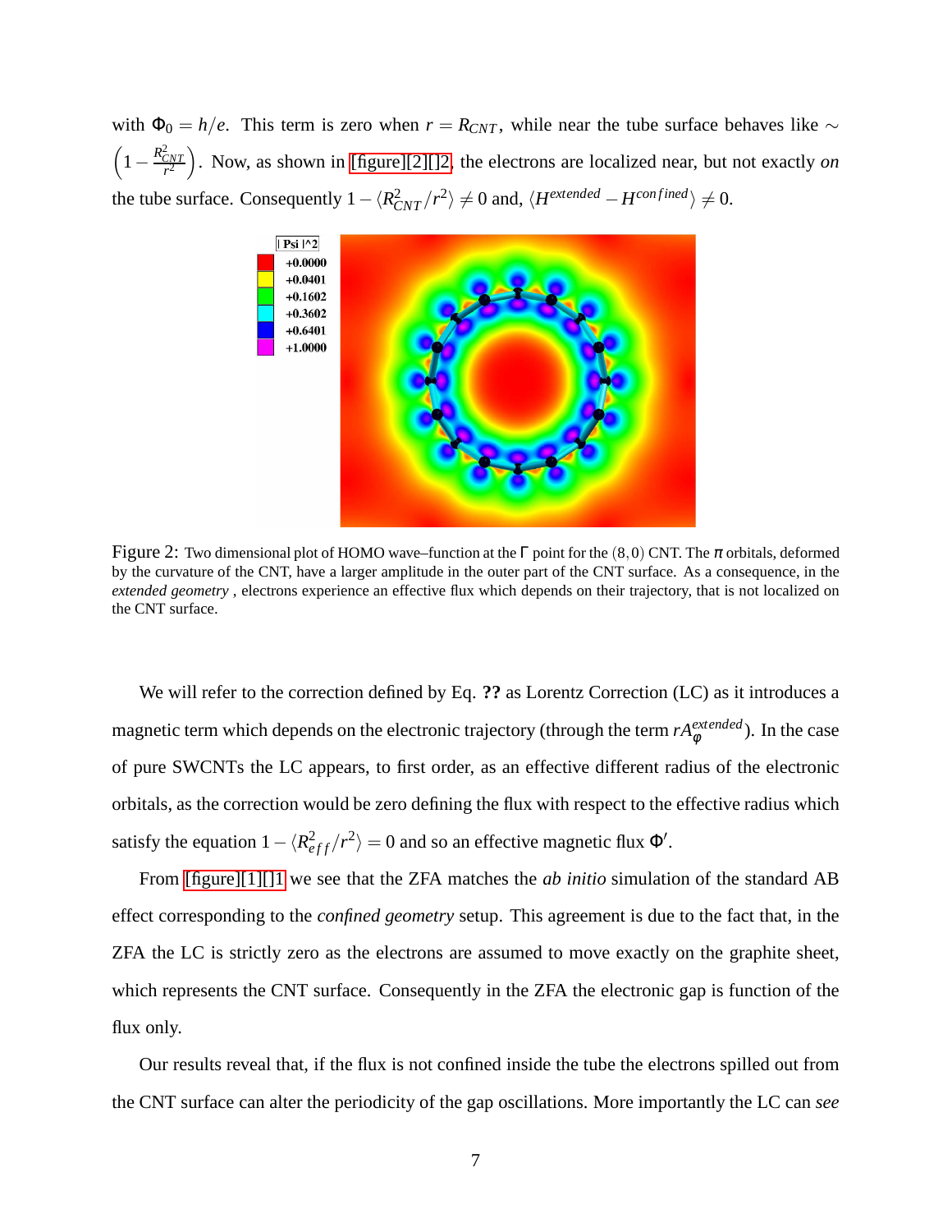with $\Phi_0 = h/e$. This term is zero when $r = R_{CNT}$, while near the tube surface behaves like $\sim \left(1 - \frac{R_{CNT}^2}{r^2}\right)$. Now, as shown in [figure][2][]2, the electrons are localized near, but not exactly *on* the tube surface. Consequently $1 - \langle R_{CNT}^2/r^2 \rangle \neq 0$ and, $\langle H^{extended} - H^{confined} \rangle \neq 0$.

Figure 2: Two dimensional plot of HOMO wave–function at the $\Gamma$ point for the $(8,0)$ CNT. The $\pi$ orbitals, deformed by the curvature of the CNT, have a larger amplitude in the outer part of the CNT surface. As a consequence, in the *extended geometry* , electrons experience an effective flux which depends on their trajectory, that is not localized on the CNT surface.

We will refer to the correction defined by Eq. **??** as Lorentz Correction (LC) as it introduces a magnetic term which depends on the electronic trajectory (through the term $rA_{\varphi}^{extended}$). In the case of pure SWCNTs the LC appears, to first order, as an effective different radius of the electronic orbitals, as the correction would be zero defining the flux with respect to the effective radius which satisfy the equation $1 - \langle R_{eff}^2/r^2 \rangle = 0$ and so an effective magnetic flux $\Phi'$.

From [figure][1][]1 we see that the ZFA matches the *ab initio* simulation of the standard AB effect corresponding to the *confined geometry* setup. This agreement is due to the fact that, in the ZFA the LC is strictly zero as the electrons are assumed to move exactly on the graphite sheet, which represents the CNT surface. Consequently in the ZFA the electronic gap is function of the flux only.

Our results reveal that, if the flux is not confined inside the tube the electrons spilled out from the CNT surface can alter the periodicity of the gap oscillations. More importantly the LC can *see*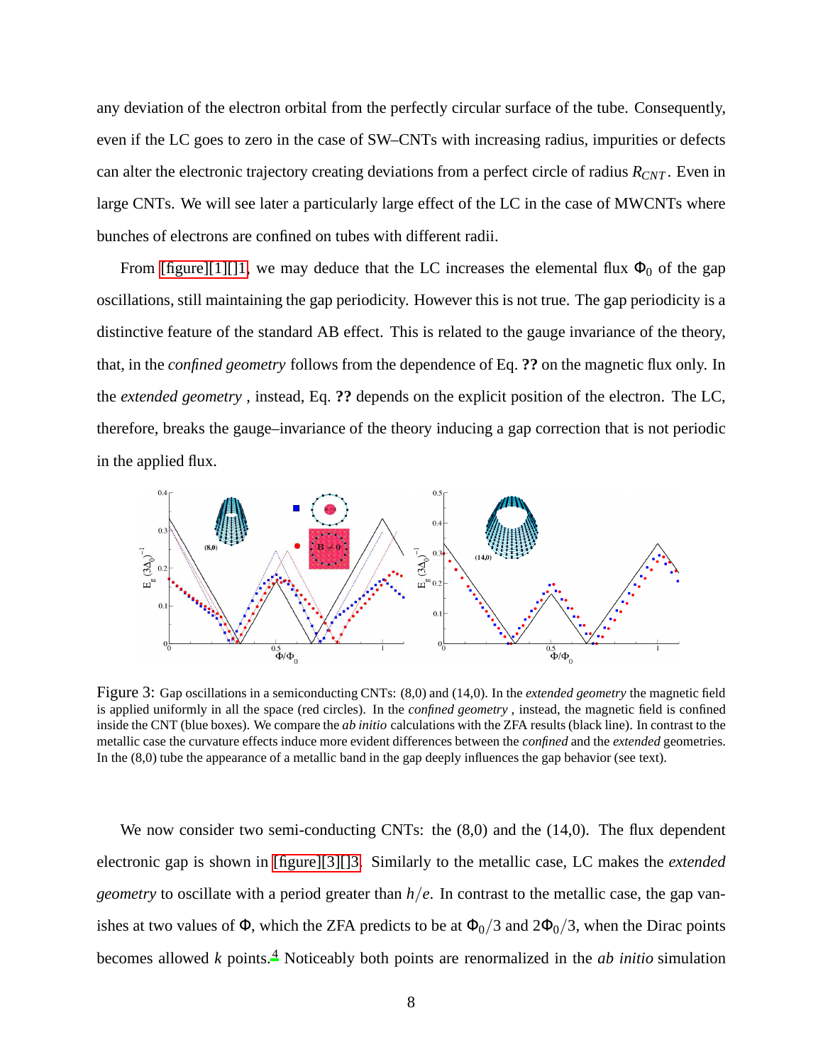any deviation of the electron orbital from the perfectly circular surface of the tube. Consequently, even if the LC goes to zero in the case of SW–CNTs with increasing radius, impurities or defects can alter the electronic trajectory creating deviations from a perfect circle of radius $R_{CNT}$. Even in large CNTs. We will see later a particularly large effect of the LC in the case of MWCNTs where bunches of electrons are confined on tubes with different radii.

From [figure][1][]1, we may deduce that the LC increases the elemental flux $\Phi_0$ of the gap oscillations, still maintaining the gap periodicity. However this is not true. The gap periodicity is a distinctive feature of the standard AB effect. This is related to the gauge invariance of the theory, that, in the *confined geometry* follows from the dependence of Eq. **??** on the magnetic flux only. In the *extended geometry* , instead, Eq. **??** depends on the explicit position of the electron. The LC, therefore, breaks the gauge–invariance of the theory inducing a gap correction that is not periodic in the applied flux.

Figure 3: Gap oscillations in a semiconducting CNTs: (8,0) and (14,0). In the *extended geometry* the magnetic field is applied uniformly in all the space (red circles). In the *confined geometry* , instead, the magnetic field is confined inside the CNT (blue boxes). We compare the *ab initio* calculations with the ZFA results (black line). In contrast to the metallic case the curvature effects induce more evident differences between the *confined* and the *extended* geometries. In the (8,0) tube the appearance of a metallic band in the gap deeply influences the gap behavior (see text).

We now consider two semi-conducting CNTs: the (8,0) and the (14,0). The flux dependent electronic gap is shown in [figure][3][]3. Similarly to the metallic case, LC makes the *extended geometry* to oscillate with a period greater than $h/e$. In contrast to the metallic case, the gap vanishes at two values of $\Phi$, which the ZFA predicts to be at $\Phi_0/3$ and $2\Phi_0/3$, when the Dirac points becomes allowed $k$ points.[4] Noticeably both points are renormalized in the *ab initio* simulation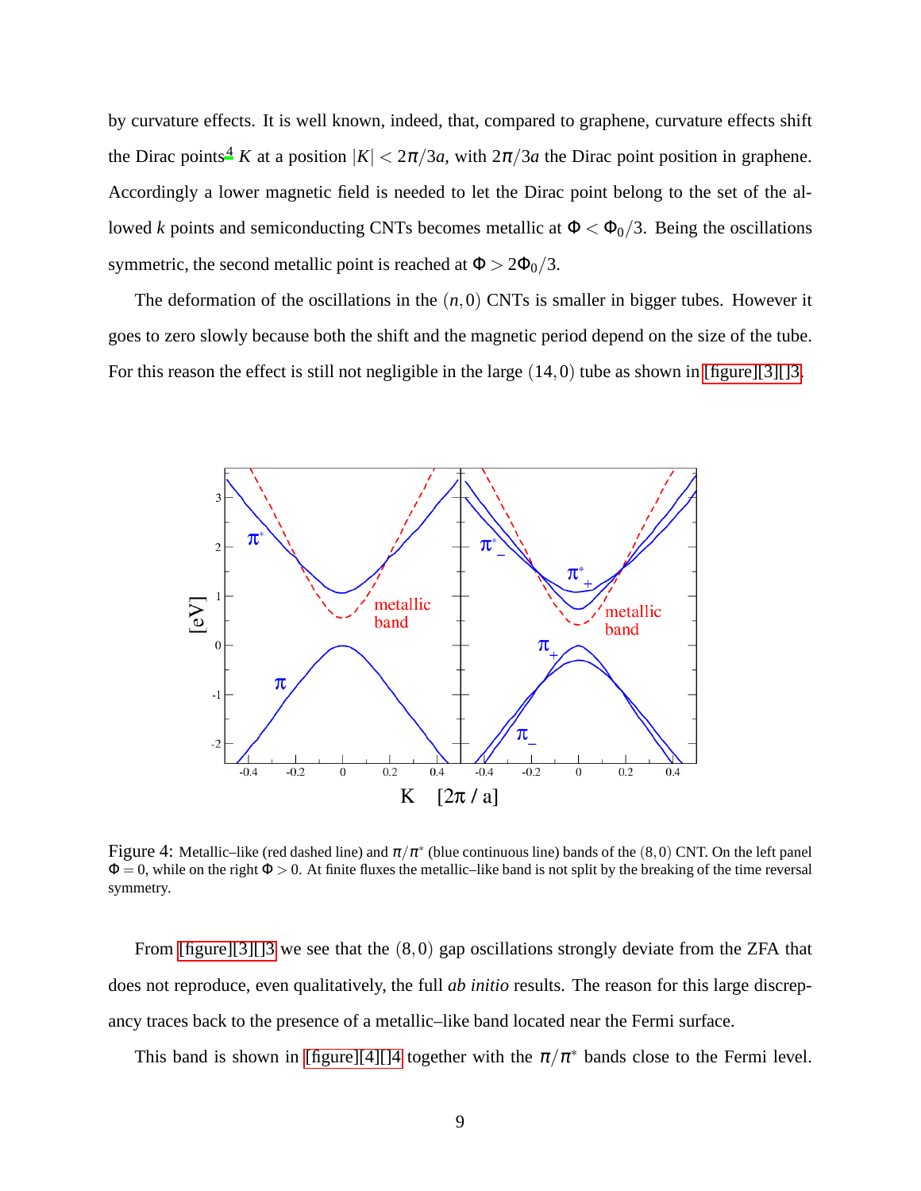by curvature effects. It is well known, indeed, that, compared to graphene, curvature effects shift the Dirac points[4] $K$ at a position $|K| < 2\pi/3a$, with $2\pi/3a$ the Dirac point position in graphene. Accordingly a lower magnetic field is needed to let the Dirac point belong to the set of the allowed $k$ points and semiconducting CNTs becomes metallic at $\Phi < \Phi_0/3$. Being the oscillations symmetric, the second metallic point is reached at $\Phi > 2\Phi_0/3$.

The deformation of the oscillations in the $(n,0)$ CNTs is smaller in bigger tubes. However it goes to zero slowly because both the shift and the magnetic period depend on the size of the tube. For this reason the effect is still not negligible in the large $(14,0)$ tube as shown in [figure][3][]3.

Figure 4: Metallic–like (red dashed line) and $\pi/\pi^*$ (blue continuous line) bands of the $(8,0)$ CNT. On the left panel $\Phi = 0$, while on the right $\Phi > 0$. At finite fluxes the metallic–like band is not split by the breaking of the time reversal symmetry.

From [figure][3][]3 we see that the $(8,0)$ gap oscillations strongly deviate from the ZFA that does not reproduce, even qualitatively, the full *ab initio* results. The reason for this large discrepancy traces back to the presence of a metallic–like band located near the Fermi surface.

This band is shown in [figure][4][]4 together with the $\pi/\pi^*$ bands close to the Fermi level.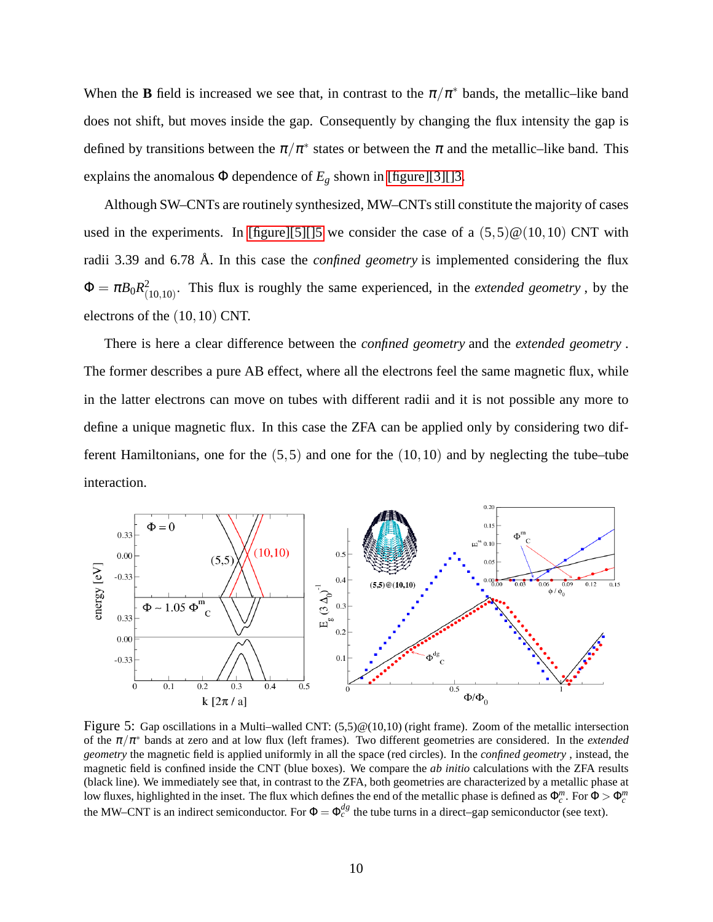When the **B** field is increased we see that, in contrast to the $\pi/\pi^*$ bands, the metallic–like band does not shift, but moves inside the gap. Consequently by changing the flux intensity the gap is defined by transitions between the $\pi/\pi^*$ states or between the $\pi$ and the metallic–like band. This explains the anomalous $\Phi$ dependence of $E_g$ shown in [figure][3][]3.

Although SW–CNTs are routinely synthesized, MW–CNTs still constitute the majority of cases used in the experiments. In [figure][5][]5 we consider the case of a $(5,5)@(10,10)$ CNT with radii 3.39 and 6.78 Å. In this case the *confined geometry* is implemented considering the flux $\Phi = \pi B_0 R^2_{(10,10)}$. This flux is roughly the same experienced, in the *extended geometry* , by the electrons of the $(10,10)$ CNT.

There is here a clear difference between the *confined geometry* and the *extended geometry* . The former describes a pure AB effect, where all the electrons feel the same magnetic flux, while in the latter electrons can move on tubes with different radii and it is not possible any more to define a unique magnetic flux. In this case the ZFA can be applied only by considering two different Hamiltonians, one for the $(5,5)$ and one for the $(10,10)$ and by neglecting the tube–tube interaction.

Figure 5: Gap oscillations in a Multi–walled CNT: (5,5)@(10,10) (right frame). Zoom of the metallic intersection of the $\pi/\pi^*$ bands at zero and at low flux (left frames). Two different geometries are considered. In the *extended geometry* the magnetic field is applied uniformly in all the space (red circles). In the *confined geometry* , instead, the magnetic field is confined inside the CNT (blue boxes). We compare the *ab initio* calculations with the ZFA results (black line). We immediately see that, in contrast to the ZFA, both geometries are characterized by a metallic phase at low fluxes, highlighted in the inset. The flux which defines the end of the metallic phase is defined as $\Phi^m_c$. For $\Phi > \Phi^m_c$ the MW–CNT is an indirect semiconductor. For $\Phi = \Phi^{dg}_c$ the tube turns in a direct–gap semiconductor (see text).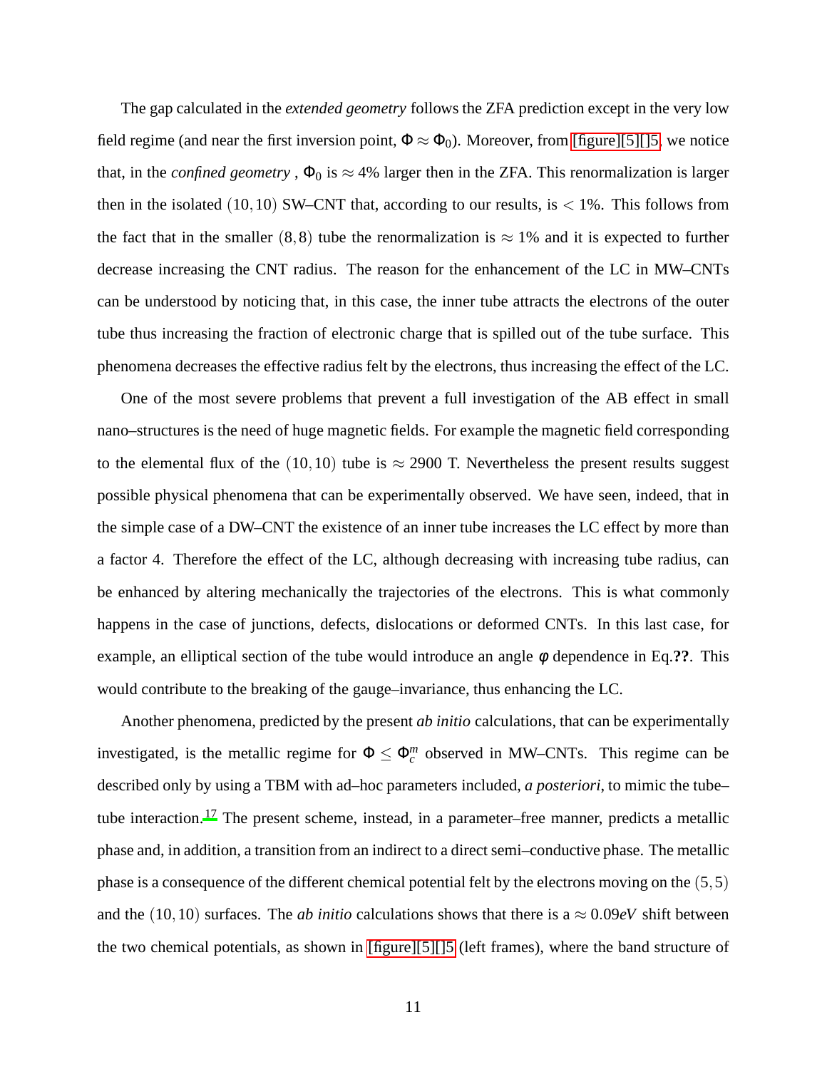The gap calculated in the *extended geometry* follows the ZFA prediction except in the very low field regime (and near the first inversion point, $\Phi \approx \Phi_0$). Moreover, from [figure][5][]5, we notice that, in the *confined geometry* , $\Phi_0$ is $\approx 4\%$ larger then in the ZFA. This renormalization is larger then in the isolated $(10,10)$ SW–CNT that, according to our results, is $< 1\%$. This follows from the fact that in the smaller $(8,8)$ tube the renormalization is $\approx 1\%$ and it is expected to further decrease increasing the CNT radius. The reason for the enhancement of the LC in MW–CNTs can be understood by noticing that, in this case, the inner tube attracts the electrons of the outer tube thus increasing the fraction of electronic charge that is spilled out of the tube surface. This phenomena decreases the effective radius felt by the electrons, thus increasing the effect of the LC.

One of the most severe problems that prevent a full investigation of the AB effect in small nano–structures is the need of huge magnetic fields. For example the magnetic field corresponding to the elemental flux of the $(10,10)$ tube is $\approx 2900$ T. Nevertheless the present results suggest possible physical phenomena that can be experimentally observed. We have seen, indeed, that in the simple case of a DW–CNT the existence of an inner tube increases the LC effect by more than a factor 4. Therefore the effect of the LC, although decreasing with increasing tube radius, can be enhanced by altering mechanically the trajectories of the electrons. This is what commonly happens in the case of junctions, defects, dislocations or deformed CNTs. In this last case, for example, an elliptical section of the tube would introduce an angle $\phi$ dependence in Eq.**??**. This would contribute to the breaking of the gauge–invariance, thus enhancing the LC.

Another phenomena, predicted by the present *ab initio* calculations, that can be experimentally investigated, is the metallic regime for $\Phi \leq \Phi_c^m$ observed in MW–CNTs. This regime can be described only by using a TBM with ad–hoc parameters included, *a posteriori*, to mimic the tube–tube interaction.[17] The present scheme, instead, in a parameter–free manner, predicts a metallic phase and, in addition, a transition from an indirect to a direct semi–conductive phase. The metallic phase is a consequence of the different chemical potential felt by the electrons moving on the $(5,5)$ and the $(10,10)$ surfaces. The *ab initio* calculations shows that there is a $\approx 0.09eV$ shift between the two chemical potentials, as shown in [figure][5][]5 (left frames), where the band structure of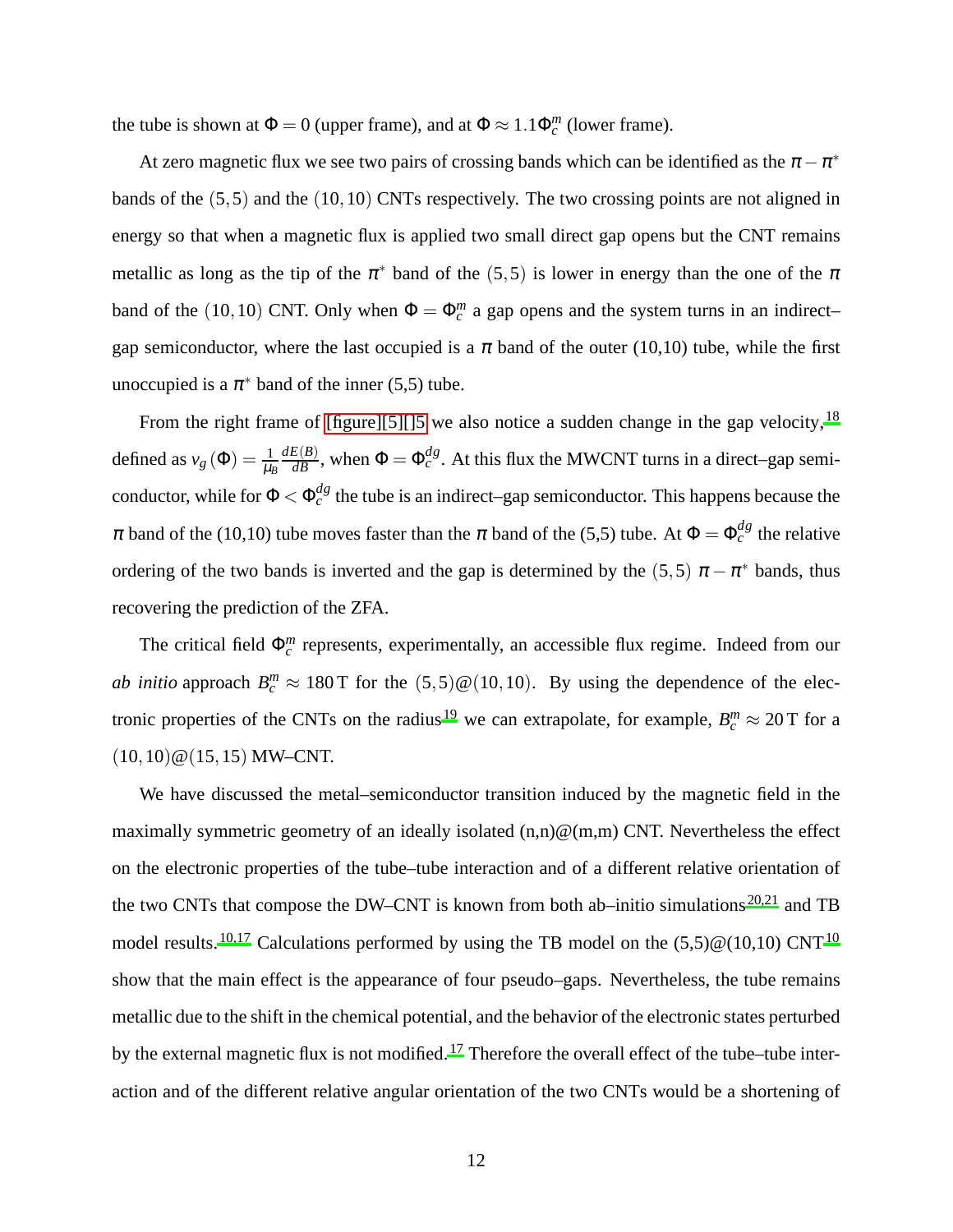the tube is shown at $\Phi = 0$ (upper frame), and at $\Phi \approx 1.1\Phi_c^m$ (lower frame).

At zero magnetic flux we see two pairs of crossing bands which can be identified as the $\pi-\pi^*$ bands of the $(5,5)$ and the $(10,10)$ CNTs respectively. The two crossing points are not aligned in energy so that when a magnetic flux is applied two small direct gap opens but the CNT remains metallic as long as the tip of the $\pi^*$ band of the $(5,5)$ is lower in energy than the one of the $\pi$ band of the $(10,10)$ CNT. Only when $\Phi = \Phi_c^m$ a gap opens and the system turns in an indirect–gap semiconductor, where the last occupied is a $\pi$ band of the outer (10,10) tube, while the first unoccupied is a $\pi^*$ band of the inner (5,5) tube.

From the right frame of [figure][5][]5 we also notice a sudden change in the gap velocity,[18] defined as $v_g(\Phi) = \frac{1}{\mu_B}\frac{dE(B)}{dB}$, when $\Phi = \Phi_c^{dg}$. At this flux the MWCNT turns in a direct–gap semiconductor, while for $\Phi < \Phi_c^{dg}$ the tube is an indirect–gap semiconductor. This happens because the $\pi$ band of the (10,10) tube moves faster than the $\pi$ band of the (5,5) tube. At $\Phi = \Phi_c^{dg}$ the relative ordering of the two bands is inverted and the gap is determined by the $(5,5)$ $\pi-\pi^*$ bands, thus recovering the prediction of the ZFA.

The critical field $\Phi_c^m$ represents, experimentally, an accessible flux regime. Indeed from our *ab initio* approach $B_c^m \approx 180\,\mathrm{T}$ for the $(5,5)@(10,10)$. By using the dependence of the electronic properties of the CNTs on the radius[19] we can extrapolate, for example, $B_c^m \approx 20\,\mathrm{T}$ for a $(10,10)@(15,15)$ MW–CNT.

We have discussed the metal–semiconductor transition induced by the magnetic field in the maximally symmetric geometry of an ideally isolated (n,n)@(m,m) CNT. Nevertheless the effect on the electronic properties of the tube–tube interaction and of a different relative orientation of the two CNTs that compose the DW–CNT is known from both ab–initio simulations[20,21] and TB model results.[10,17] Calculations performed by using the TB model on the (5,5)@(10,10) CNT[10] show that the main effect is the appearance of four pseudo–gaps. Nevertheless, the tube remains metallic due to the shift in the chemical potential, and the behavior of the electronic states perturbed by the external magnetic flux is not modified.[17] Therefore the overall effect of the tube–tube interaction and of the different relative angular orientation of the two CNTs would be a shortening of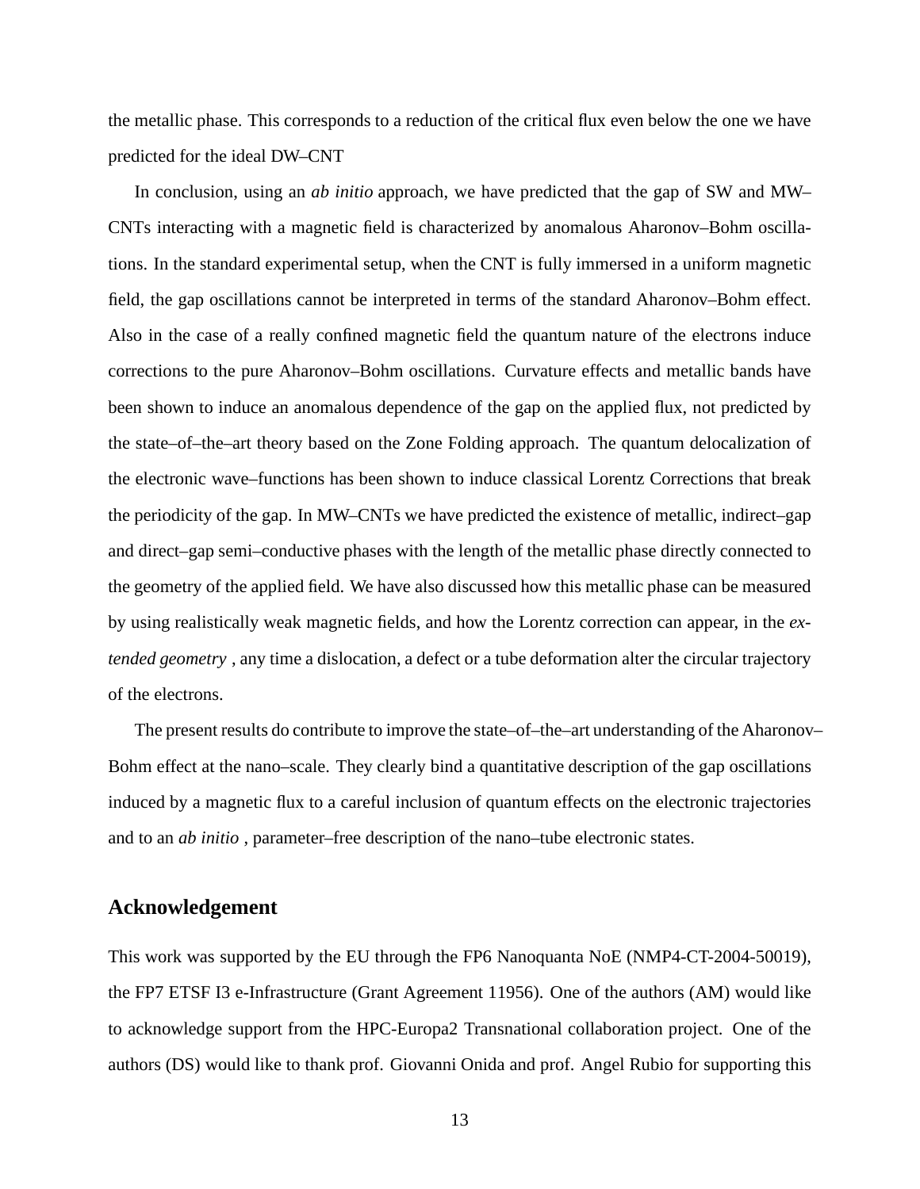the metallic phase. This corresponds to a reduction of the critical flux even below the one we have predicted for the ideal DW–CNT

In conclusion, using an *ab initio* approach, we have predicted that the gap of SW and MW–CNTs interacting with a magnetic field is characterized by anomalous Aharonov–Bohm oscillations. In the standard experimental setup, when the CNT is fully immersed in a uniform magnetic field, the gap oscillations cannot be interpreted in terms of the standard Aharonov–Bohm effect. Also in the case of a really confined magnetic field the quantum nature of the electrons induce corrections to the pure Aharonov–Bohm oscillations. Curvature effects and metallic bands have been shown to induce an anomalous dependence of the gap on the applied flux, not predicted by the state–of–the–art theory based on the Zone Folding approach. The quantum delocalization of the electronic wave–functions has been shown to induce classical Lorentz Corrections that break the periodicity of the gap. In MW–CNTs we have predicted the existence of metallic, indirect–gap and direct–gap semi–conductive phases with the length of the metallic phase directly connected to the geometry of the applied field. We have also discussed how this metallic phase can be measured by using realistically weak magnetic fields, and how the Lorentz correction can appear, in the *extended geometry* , any time a dislocation, a defect or a tube deformation alter the circular trajectory of the electrons.

The present results do contribute to improve the state–of–the–art understanding of the Aharonov–Bohm effect at the nano–scale. They clearly bind a quantitative description of the gap oscillations induced by a magnetic flux to a careful inclusion of quantum effects on the electronic trajectories and to an *ab initio* , parameter–free description of the nano–tube electronic states.

## Acknowledgement

This work was supported by the EU through the FP6 Nanoquanta NoE (NMP4-CT-2004-50019), the FP7 ETSF I3 e-Infrastructure (Grant Agreement 11956). One of the authors (AM) would like to acknowledge support from the HPC-Europa2 Transnational collaboration project. One of the authors (DS) would like to thank prof. Giovanni Onida and prof. Angel Rubio for supporting this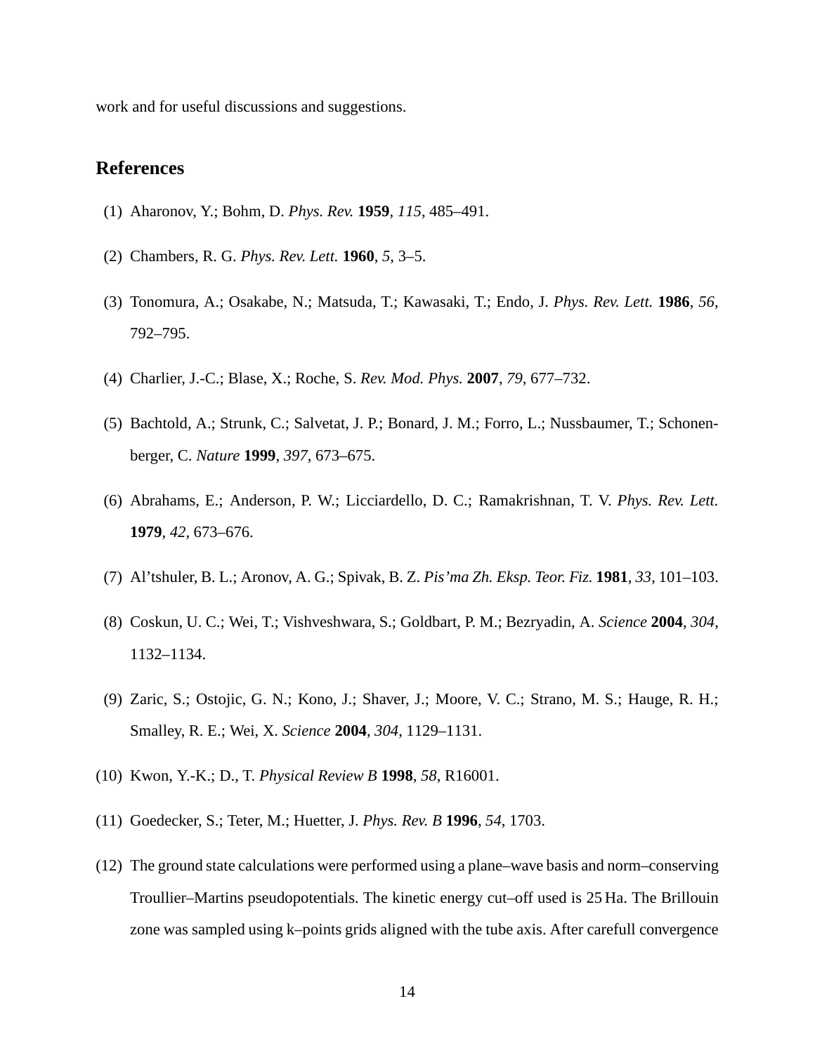work and for useful discussions and suggestions.

## References

(1) Aharonov, Y.; Bohm, D. *Phys. Rev.* **1959**, *115*, 485–491.

(2) Chambers, R. G. *Phys. Rev. Lett.* **1960**, *5*, 3–5.

(3) Tonomura, A.; Osakabe, N.; Matsuda, T.; Kawasaki, T.; Endo, J. *Phys. Rev. Lett.* **1986**, *56*, 792–795.

(4) Charlier, J.-C.; Blase, X.; Roche, S. *Rev. Mod. Phys.* **2007**, *79*, 677–732.

(5) Bachtold, A.; Strunk, C.; Salvetat, J. P.; Bonard, J. M.; Forro, L.; Nussbaumer, T.; Schonenberger, C. *Nature* **1999**, *397*, 673–675.

(6) Abrahams, E.; Anderson, P. W.; Licciardello, D. C.; Ramakrishnan, T. V. *Phys. Rev. Lett.* **1979**, *42*, 673–676.

(7) Al'tshuler, B. L.; Aronov, A. G.; Spivak, B. Z. *Pis'ma Zh. Eksp. Teor. Fiz.* **1981**, *33*, 101–103.

(8) Coskun, U. C.; Wei, T.; Vishveshwara, S.; Goldbart, P. M.; Bezryadin, A. *Science* **2004**, *304*, 1132–1134.

(9) Zaric, S.; Ostojic, G. N.; Kono, J.; Shaver, J.; Moore, V. C.; Strano, M. S.; Hauge, R. H.; Smalley, R. E.; Wei, X. *Science* **2004**, *304*, 1129–1131.

(10) Kwon, Y.-K.; D., T. *Physical Review B* **1998**, *58*, R16001.

(11) Goedecker, S.; Teter, M.; Huetter, J. *Phys. Rev. B* **1996**, *54*, 1703.

(12) The ground state calculations were performed using a plane–wave basis and norm–conserving Troullier–Martins pseudopotentials. The kinetic energy cut–off used is 25 Ha. The Brillouin zone was sampled using k–points grids aligned with the tube axis. After carefull convergence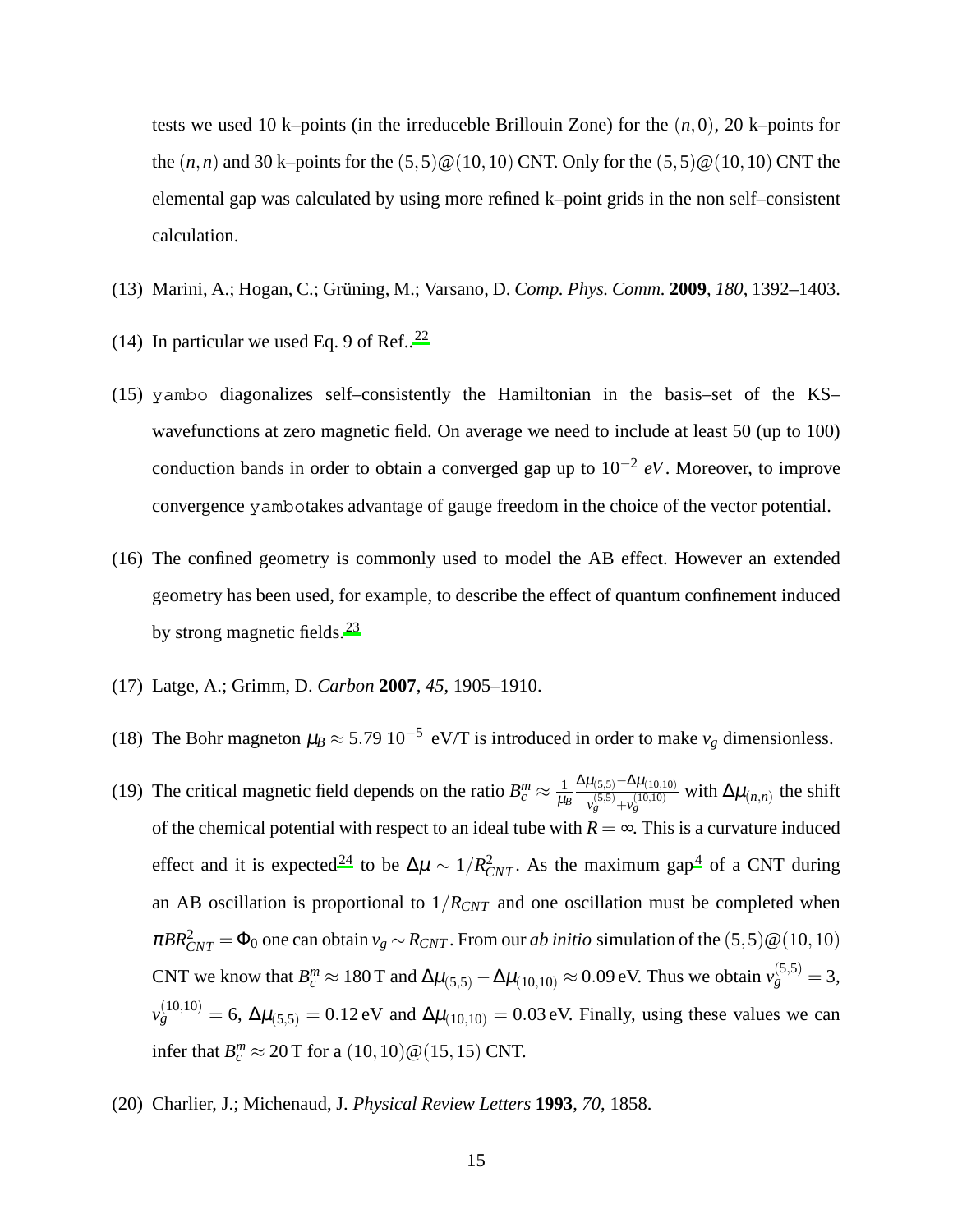tests we used 10 k–points (in the irreduceble Brillouin Zone) for the $(n,0)$, 20 k–points for the $(n,n)$ and 30 k–points for the $(5,5)@(10,10)$ CNT. Only for the $(5,5)@(10,10)$ CNT the elemental gap was calculated by using more refined k–point grids in the non self–consistent calculation.

(13) Marini, A.; Hogan, C.; Grüning, M.; Varsano, D. *Comp. Phys. Comm.* **2009**, *180*, 1392–1403.

(14) In particular we used Eq. 9 of Ref..[22]

(15) `yambo` diagonalizes self–consistently the Hamiltonian in the basis–set of the KS–wavefunctions at zero magnetic field. On average we need to include at least 50 (up to 100) conduction bands in order to obtain a converged gap up to $10^{-2}$ $eV$. Moreover, to improve convergence `yambo`takes advantage of gauge freedom in the choice of the vector potential.

(16) The confined geometry is commonly used to model the AB effect. However an extended geometry has been used, for example, to describe the effect of quantum confinement induced by strong magnetic fields.[23]

(17) Latge, A.; Grimm, D. *Carbon* **2007**, *45*, 1905–1910.

(18) The Bohr magneton $\mu_B \approx 5.79\ 10^{-5}$ eV/T is introduced in order to make $v_g$ dimensionless.

(19) The critical magnetic field depends on the ratio $B_c^m \approx \frac{1}{\mu_B}\frac{\Delta\mu_{(5,5)}-\Delta\mu_{(10,10)}}{v_g^{(5,5)}+v_g^{(10,10)}}$ with $\Delta\mu_{(n,n)}$ the shift of the chemical potential with respect to an ideal tube with $R=\infty$. This is a curvature induced effect and it is expected[24] to be $\Delta\mu \sim 1/R_{CNT}^2$. As the maximum gap[4] of a CNT during an AB oscillation is proportional to $1/R_{CNT}$ and one oscillation must be completed when $\pi B R_{CNT}^2 = \Phi_0$ one can obtain $v_g \sim R_{CNT}$. From our *ab initio* simulation of the $(5,5)@(10,10)$ CNT we know that $B_c^m \approx 180$ T and $\Delta\mu_{(5,5)} - \Delta\mu_{(10,10)} \approx 0.09$ eV. Thus we obtain $v_g^{(5,5)} = 3$, $v_g^{(10,10)} = 6$, $\Delta\mu_{(5,5)} = 0.12$ eV and $\Delta\mu_{(10,10)} = 0.03$ eV. Finally, using these values we can infer that $B_c^m \approx 20$ T for a $(10,10)@(15,15)$ CNT.

(20) Charlier, J.; Michenaud, J. *Physical Review Letters* **1993**, *70*, 1858.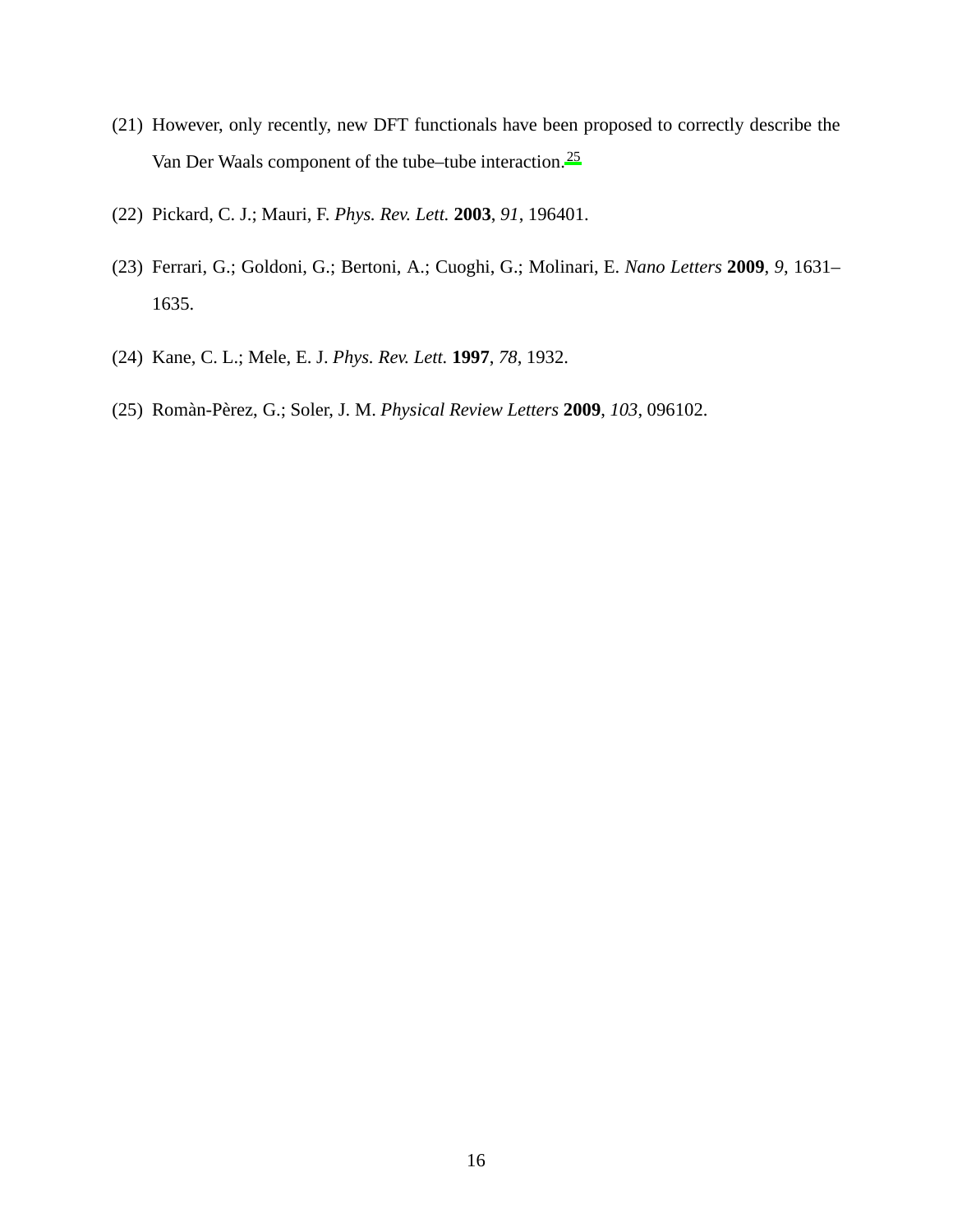(21) However, only recently, new DFT functionals have been proposed to correctly describe the Van Der Waals component of the tube–tube interaction.[25]

(22) Pickard, C. J.; Mauri, F. *Phys. Rev. Lett.* **2003**, *91*, 196401.

(23) Ferrari, G.; Goldoni, G.; Bertoni, A.; Cuoghi, G.; Molinari, E. *Nano Letters* **2009**, *9*, 1631–1635.

(24) Kane, C. L.; Mele, E. J. *Phys. Rev. Lett.* **1997**, *78*, 1932.

(25) Romàn-Pèrez, G.; Soler, J. M. *Physical Review Letters* **2009**, *103*, 096102.